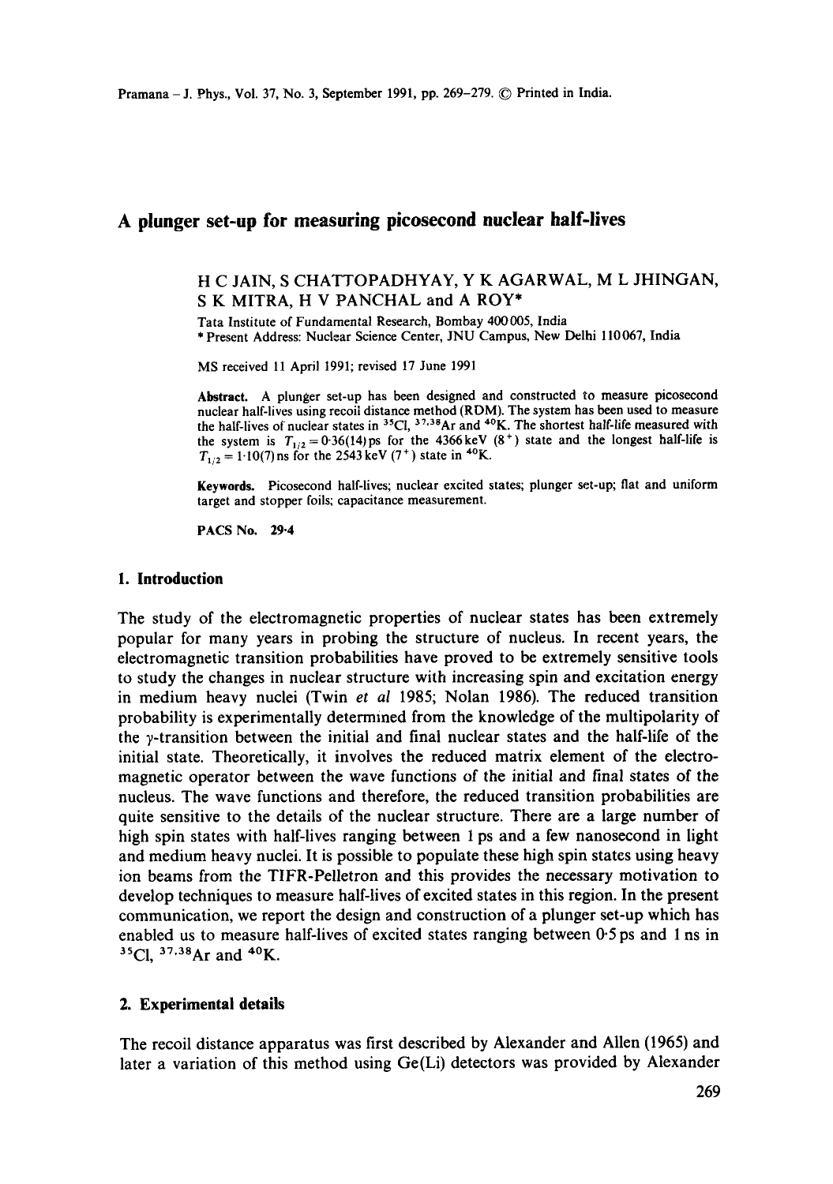# A plunger set-up for measuring picosecond nuclear half-lives

H C JAIN, S CHATTOPADHYAY, Y K AGARWAL, M L JHINGAN, S K MITRA, H V PANCHAL and A ROY*

Tata Institute of Fundamental Research, Bombay 400005, India
* Present Address: Nuclear Science Center, JNU Campus, New Delhi 110067, India

MS received 11 April 1991; revised 17 June 1991

**Abstract.** A plunger set-up has been designed and constructed to measure picosecond nuclear half-lives using recoil distance method (RDM). The system has been used to measure the half-lives of nuclear states in $^{35}$Cl, $^{37,38}$Ar and $^{40}$K. The shortest half-life measured with the system is $T_{1/2} = 0{\cdot}36(14)$ ps for the 4366 keV ($8^+$) state and the longest half-life is $T_{1/2} = 1{\cdot}10(7)$ ns for the 2543 keV ($7^+$) state in $^{40}$K.

**Keywords.** Picosecond half-lives; nuclear excited states; plunger set-up; flat and uniform target and stopper foils; capacitance measurement.

**PACS No.** 29·4

## 1. Introduction

The study of the electromagnetic properties of nuclear states has been extremely popular for many years in probing the structure of nucleus. In recent years, the electromagnetic transition probabilities have proved to be extremely sensitive tools to study the changes in nuclear structure with increasing spin and excitation energy in medium heavy nuclei (Twin *et al* 1985; Nolan 1986). The reduced transition probability is experimentally determined from the knowledge of the multipolarity of the $\gamma$-transition between the initial and final nuclear states and the half-life of the initial state. Theoretically, it involves the reduced matrix element of the electromagnetic operator between the wave functions of the initial and final states of the nucleus. The wave functions and therefore, the reduced transition probabilities are quite sensitive to the details of the nuclear structure. There are a large number of high spin states with half-lives ranging between 1 ps and a few nanosecond in light and medium heavy nuclei. It is possible to populate these high spin states using heavy ion beams from the TIFR-Pelletron and this provides the necessary motivation to develop techniques to measure half-lives of excited states in this region. In the present communication, we report the design and construction of a plunger set-up which has enabled us to measure half-lives of excited states ranging between 0·5 ps and 1 ns in $^{35}$Cl, $^{37,38}$Ar and $^{40}$K.

## 2. Experimental details

The recoil distance apparatus was first described by Alexander and Allen (1965) and later a variation of this method using Ge(Li) detectors was provided by Alexander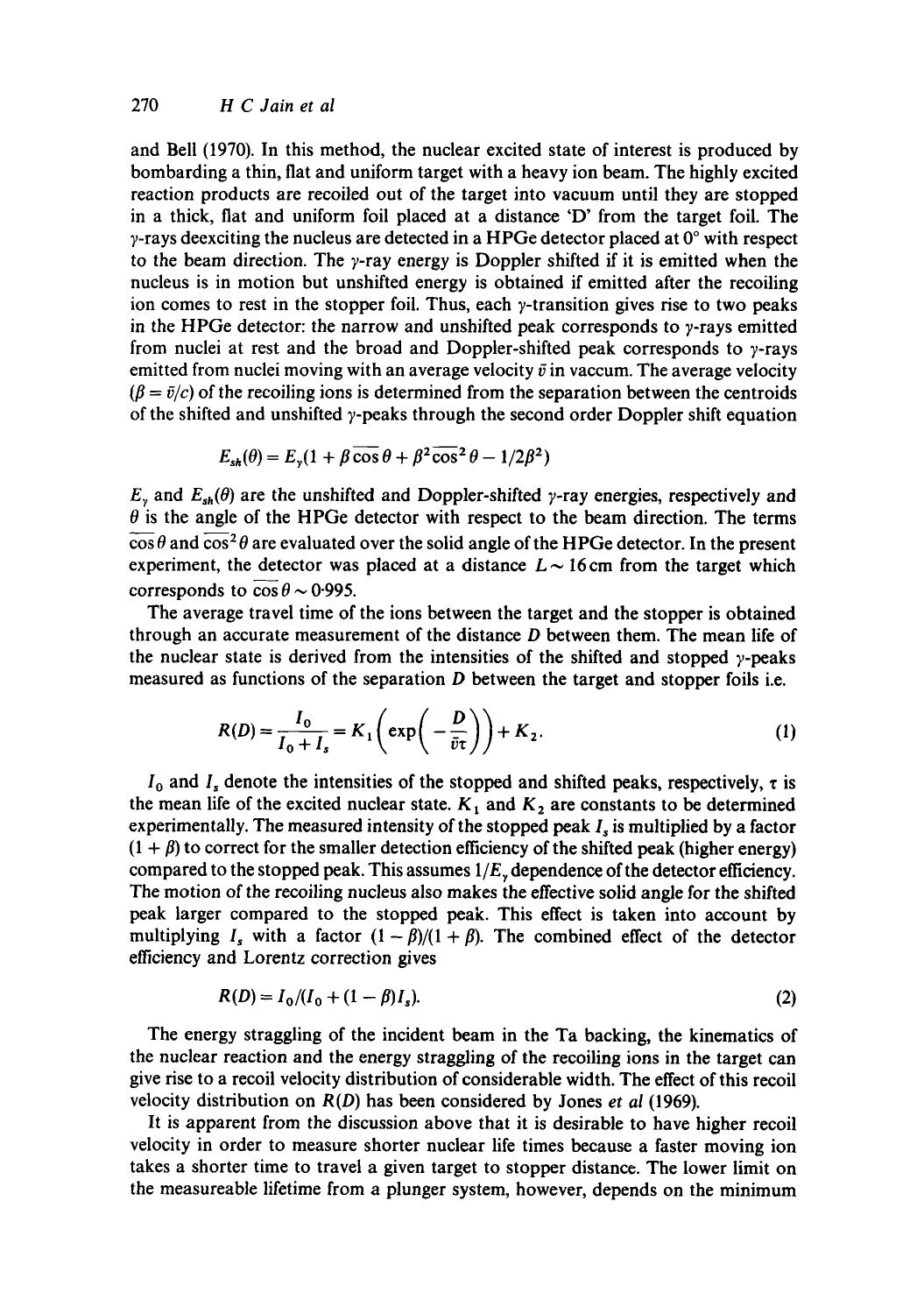and Bell (1970). In this method, the nuclear excited state of interest is produced by bombarding a thin, flat and uniform target with a heavy ion beam. The highly excited reaction products are recoiled out of the target into vacuum until they are stopped in a thick, flat and uniform foil placed at a distance 'D' from the target foil. The $\gamma$-rays deexciting the nucleus are detected in a HPGe detector placed at 0° with respect to the beam direction. The $\gamma$-ray energy is Doppler shifted if it is emitted when the nucleus is in motion but unshifted energy is obtained if emitted after the recoiling ion comes to rest in the stopper foil. Thus, each $\gamma$-transition gives rise to two peaks in the HPGe detector: the narrow and unshifted peak corresponds to $\gamma$-rays emitted from nuclei at rest and the broad and Doppler-shifted peak corresponds to $\gamma$-rays emitted from nuclei moving with an average velocity $\bar{v}$ in vaccum. The average velocity ($\beta = \bar{v}/c$) of the recoiling ions is determined from the separation between the centroids of the shifted and unshifted $\gamma$-peaks through the second order Doppler shift equation

$$E_{sh}(\theta) = E_\gamma(1 + \beta\overline{\cos\theta} + \beta^2\overline{\cos^2\theta} - 1/2\beta^2)$$

$E_\gamma$ and $E_{sh}(\theta)$ are the unshifted and Doppler-shifted $\gamma$-ray energies, respectively and $\theta$ is the angle of the HPGe detector with respect to the beam direction. The terms $\overline{\cos\theta}$ and $\overline{\cos^2\theta}$ are evaluated over the solid angle of the HPGe detector. In the present experiment, the detector was placed at a distance $L \sim 16$ cm from the target which corresponds to $\overline{\cos\theta} \sim 0{\cdot}995$.

The average travel time of the ions between the target and the stopper is obtained through an accurate measurement of the distance $D$ between them. The mean life of the nuclear state is derived from the intensities of the shifted and stopped $\gamma$-peaks measured as functions of the separation $D$ between the target and stopper foils i.e.

$$R(D) = \frac{I_0}{I_0 + I_s} = K_1\left(\exp\left(-\frac{D}{\bar{v}\tau}\right)\right) + K_2. \tag{1}$$

$I_0$ and $I_s$ denote the intensities of the stopped and shifted peaks, respectively, $\tau$ is the mean life of the excited nuclear state. $K_1$ and $K_2$ are constants to be determined experimentally. The measured intensity of the stopped peak $I_s$ is multiplied by a factor $(1 + \beta)$ to correct for the smaller detection efficiency of the shifted peak (higher energy) compared to the stopped peak. This assumes $1/E_\gamma$ dependence of the detector efficiency. The motion of the recoiling nucleus also makes the effective solid angle for the shifted peak larger compared to the stopped peak. This effect is taken into account by multiplying $I_s$ with a factor $(1 - \beta)/(1 + \beta)$. The combined effect of the detector efficiency and Lorentz correction gives

$$R(D) = I_0/(I_0 + (1 - \beta)I_s). \tag{2}$$

The energy straggling of the incident beam in the Ta backing, the kinematics of the nuclear reaction and the energy straggling of the recoiling ions in the target can give rise to a recoil velocity distribution of considerable width. The effect of this recoil velocity distribution on $R(D)$ has been considered by Jones *et al* (1969).

It is apparent from the discussion above that it is desirable to have higher recoil velocity in order to measure shorter nuclear life times because a faster moving ion takes a shorter time to travel a given target to stopper distance. The lower limit on the measureable lifetime from a plunger system, however, depends on the minimum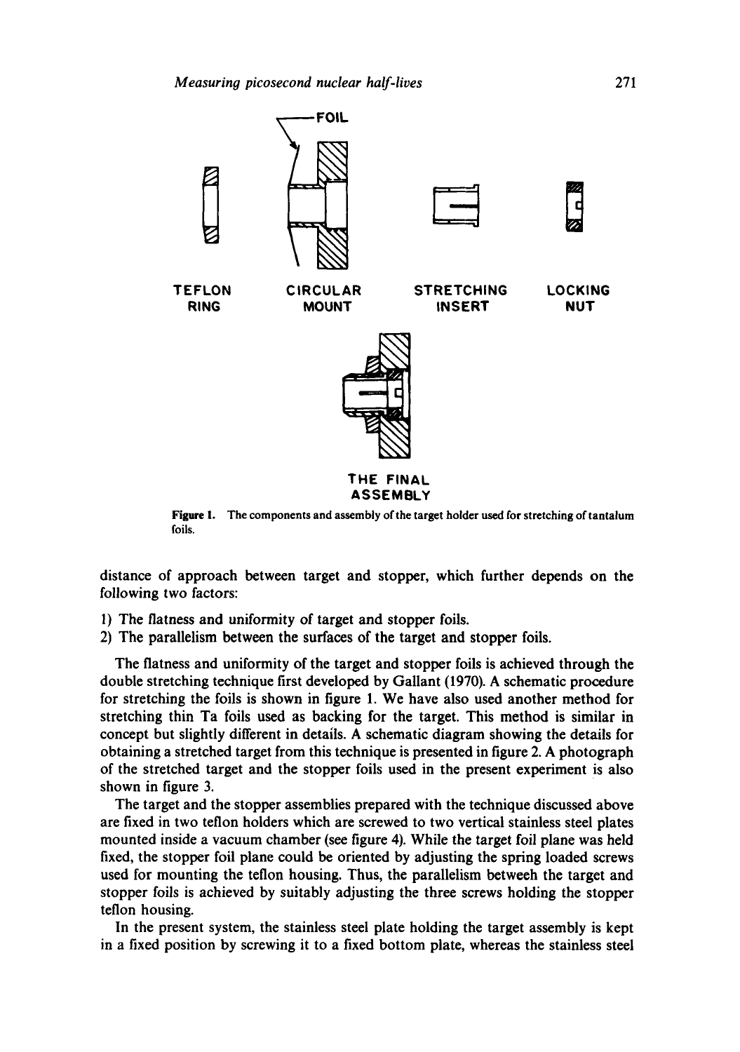**Figure 1.** The components and assembly of the target holder used for stretching of tantalum foils.

distance of approach between target and stopper, which further depends on the following two factors:

1) The flatness and uniformity of target and stopper foils.
2) The parallelism between the surfaces of the target and stopper foils.

The flatness and uniformity of the target and stopper foils is achieved through the double stretching technique first developed by Gallant (1970). A schematic procedure for stretching the foils is shown in figure 1. We have also used another method for stretching thin Ta foils used as backing for the target. This method is similar in concept but slightly different in details. A schematic diagram showing the details for obtaining a stretched target from this technique is presented in figure 2. A photograph of the stretched target and the stopper foils used in the present experiment is also shown in figure 3.

The target and the stopper assemblies prepared with the technique discussed above are fixed in two teflon holders which are screwed to two vertical stainless steel plates mounted inside a vacuum chamber (see figure 4). While the target foil plane was held fixed, the stopper foil plane could be oriented by adjusting the spring loaded screws used for mounting the teflon housing. Thus, the parallelism betweeh the target and stopper foils is achieved by suitably adjusting the three screws holding the stopper teflon housing.

In the present system, the stainless steel plate holding the target assembly is kept in a fixed position by screwing it to a fixed bottom plate, whereas the stainless steel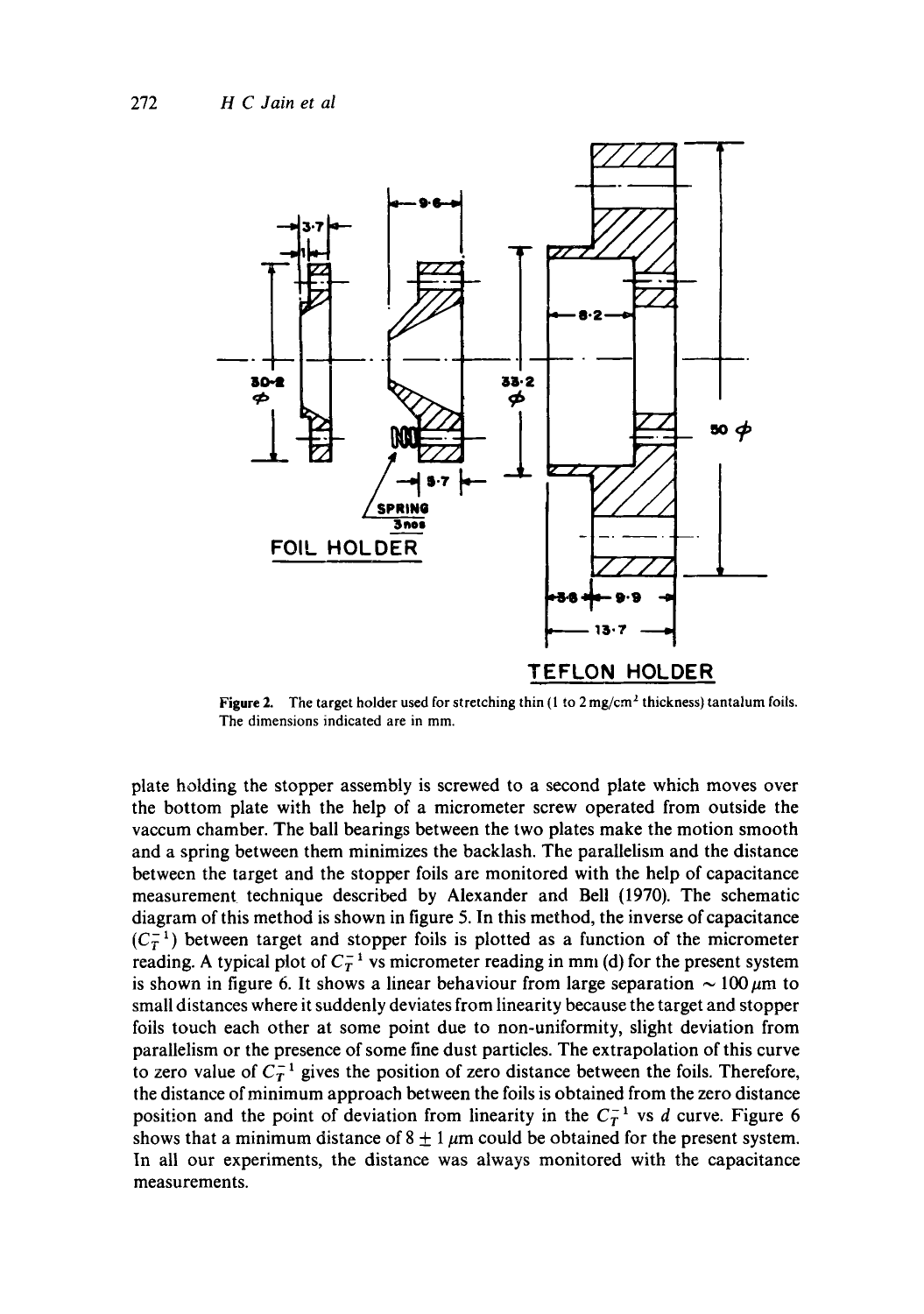Figure 2. The target holder used for stretching thin (1 to 2 mg/cm$^2$ thickness) tantalum foils. The dimensions indicated are in mm.

plate holding the stopper assembly is screwed to a second plate which moves over the bottom plate with the help of a micrometer screw operated from outside the vaccum chamber. The ball bearings between the two plates make the motion smooth and a spring between them minimizes the backlash. The parallelism and the distance between the target and the stopper foils are monitored with the help of capacitance measurement technique described by Alexander and Bell (1970). The schematic diagram of this method is shown in figure 5. In this method, the inverse of capacitance ($C_T^{-1}$) between target and stopper foils is plotted as a function of the micrometer reading. A typical plot of $C_T^{-1}$ vs micrometer reading in mm (d) for the present system is shown in figure 6. It shows a linear behaviour from large separation $\sim 100\,\mu$m to small distances where it suddenly deviates from linearity because the target and stopper foils touch each other at some point due to non-uniformity, slight deviation from parallelism or the presence of some fine dust particles. The extrapolation of this curve to zero value of $C_T^{-1}$ gives the position of zero distance between the foils. Therefore, the distance of minimum approach between the foils is obtained from the zero distance position and the point of deviation from linearity in the $C_T^{-1}$ vs $d$ curve. Figure 6 shows that a minimum distance of $8 \pm 1\,\mu$m could be obtained for the present system. In all our experiments, the distance was always monitored with the capacitance measurements.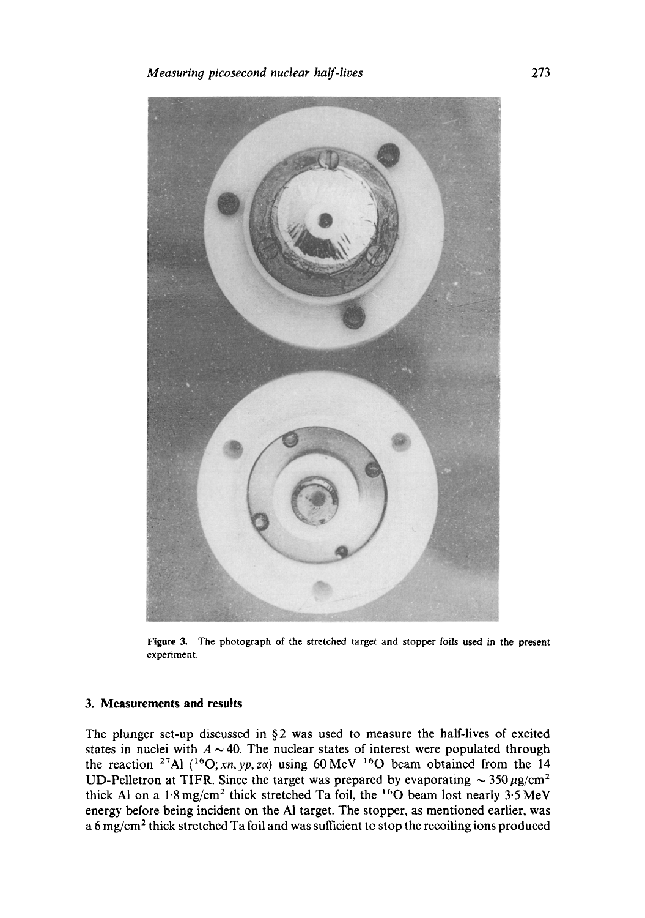Figure 3. The photograph of the stretched target and stopper foils used in the present experiment.

## 3. Measurements and results

The plunger set-up discussed in §2 was used to measure the half-lives of excited states in nuclei with $A \sim 40$. The nuclear states of interest were populated through the reaction $^{27}Al$ ($^{16}O$; $xn, yp, z\alpha$) using 60 MeV $^{16}O$ beam obtained from the 14 UD-Pelletron at TIFR. Since the target was prepared by evaporating $\sim 350\,\mu g/cm^2$ thick Al on a $1{\cdot}8\,mg/cm^2$ thick stretched Ta foil, the $^{16}O$ beam lost nearly 3·5 MeV energy before being incident on the Al target. The stopper, as mentioned earlier, was a $6\,mg/cm^2$ thick stretched Ta foil and was sufficient to stop the recoiling ions produced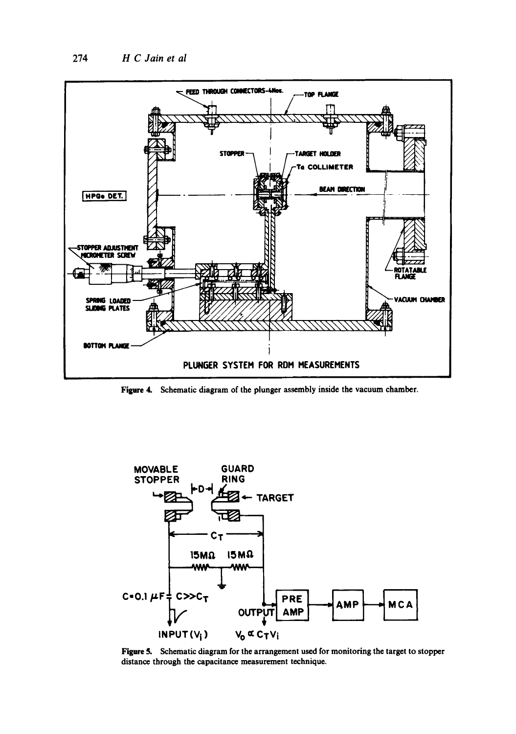Figure 4. Schematic diagram of the plunger assembly inside the vacuum chamber.

Figure 5. Schematic diagram for the arrangement used for monitoring the target to stopper distance through the capacitance measurement technique.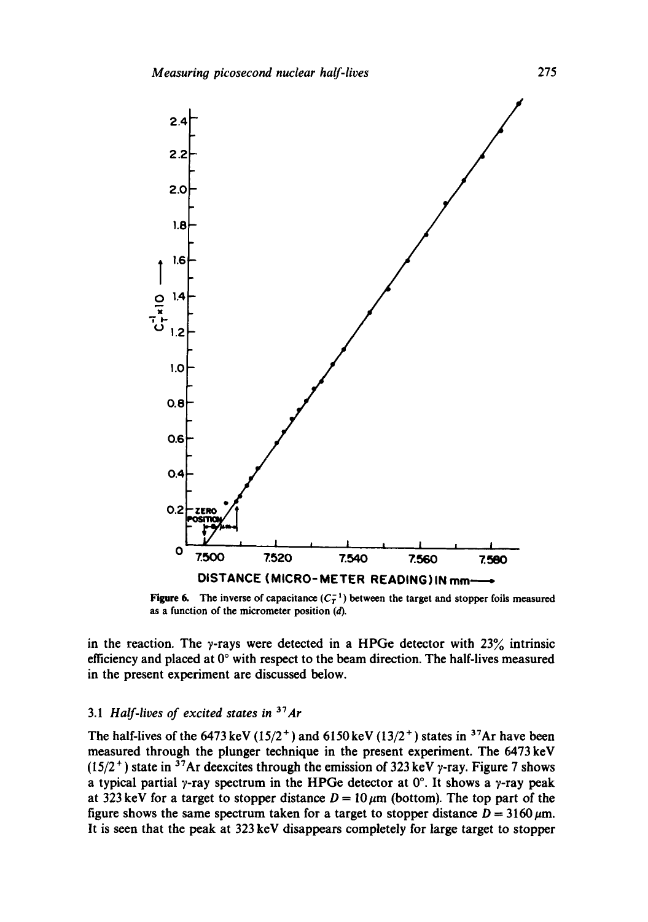Figure 6. The inverse of capacitance ($C_T^{-1}$) between the target and stopper foils measured as a function of the micrometer position ($d$).

in the reaction. The $\gamma$-rays were detected in a HPGe detector with 23% intrinsic efficiency and placed at 0° with respect to the beam direction. The half-lives measured in the present experiment are discussed below.

### 3.1 *Half-lives of excited states in* $^{37}Ar$

The half-lives of the 6473 keV ($15/2^+$) and 6150 keV ($13/2^+$) states in $^{37}$Ar have been measured through the plunger technique in the present experiment. The 6473 keV ($15/2^+$) state in $^{37}$Ar deexcites through the emission of 323 keV $\gamma$-ray. Figure 7 shows a typical partial $\gamma$-ray spectrum in the HPGe detector at 0°. It shows a $\gamma$-ray peak at 323 keV for a target to stopper distance $D = 10\,\mu$m (bottom). The top part of the figure shows the same spectrum taken for a target to stopper distance $D = 3160\,\mu$m. It is seen that the peak at 323 keV disappears completely for large target to stopper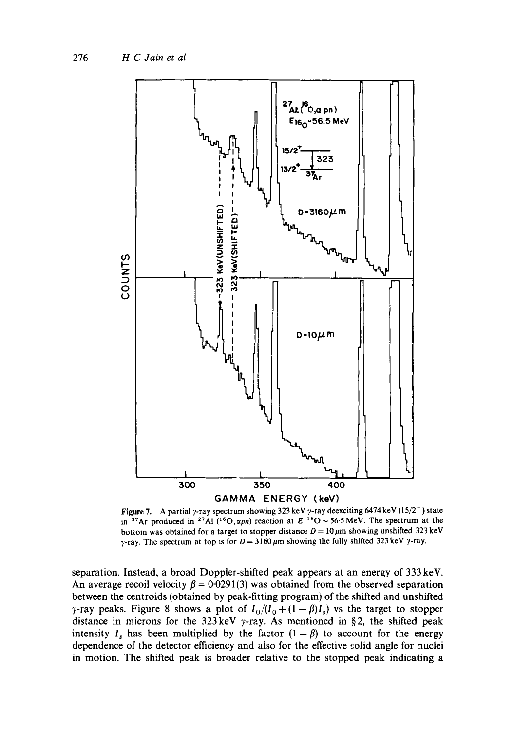**Figure 7.** A partial $\gamma$-ray spectrum showing 323 keV $\gamma$-ray deexciting 6474 keV ($15/2^+$) state in $^{37}$Ar produced in $^{27}$Al ($^{16}$O, $\alpha pn$) reaction at $E$ $^{16}$O $\sim$ 56·5 MeV. The spectrum at the bottom was obtained for a target to stopper distance $D = 10\,\mu$m showing unshifted 323 keV $\gamma$-ray. The spectrum at top is for $D = 3160\,\mu$m showing the fully shifted 323 keV $\gamma$-ray.

separation. Instead, a broad Doppler-shifted peak appears at an energy of 333 keV. An average recoil velocity $\beta = 0{\cdot}0291(3)$ was obtained from the observed separation between the centroids (obtained by peak-fitting program) of the shifted and unshifted $\gamma$-ray peaks. Figure 8 shows a plot of $I_0/(I_0 + (1-\beta)I_s)$ vs the target to stopper distance in microns for the 323 keV $\gamma$-ray. As mentioned in § 2, the shifted peak intensity $I_s$ has been multiplied by the factor $(1-\beta)$ to account for the energy dependence of the detector efficiency and also for the effective solid angle for nuclei in motion. The shifted peak is broader relative to the stopped peak indicating a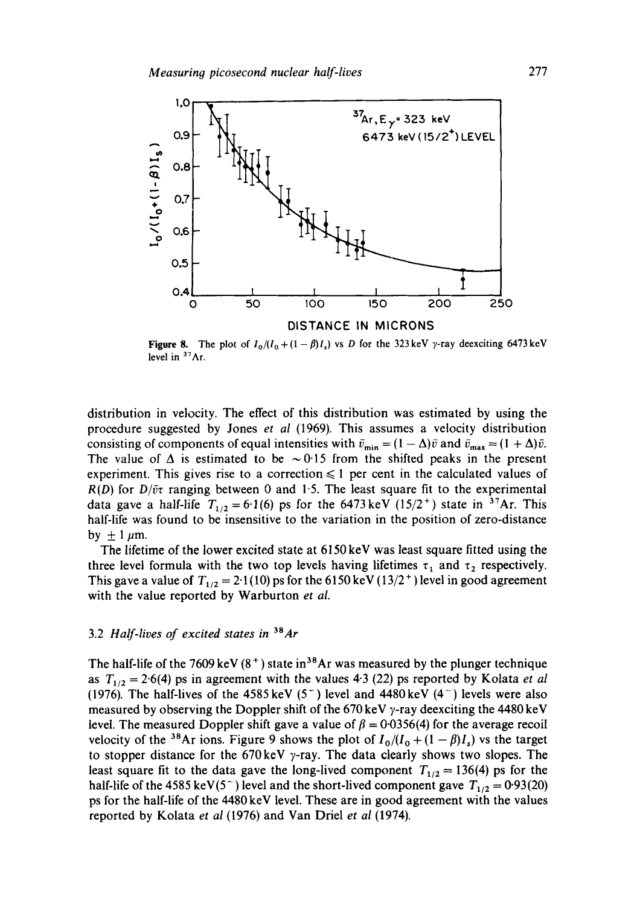Figure 8. The plot of $I_0/(I_0+(1-\beta)I_s)$ vs $D$ for the 323 keV $\gamma$-ray deexciting 6473 keV level in $^{37}Ar$.

distribution in velocity. The effect of this distribution was estimated by using the procedure suggested by Jones *et al* (1969). This assumes a velocity distribution consisting of components of equal intensities with $\bar{v}_{min} = (1-\Delta)\bar{v}$ and $\bar{v}_{max} = (1+\Delta)\bar{v}$. The value of $\Delta$ is estimated to be $\sim 0{\cdot}15$ from the shifted peaks in the present experiment. This gives rise to a correction $\leqslant 1$ per cent in the calculated values of $R(D)$ for $D/\bar{v}\tau$ ranging between 0 and 1·5. The least square fit to the experimental data gave a half-life $T_{1/2} = 6{\cdot}1(6)$ ps for the 6473 keV $(15/2^+)$ state in $^{37}Ar$. This half-life was found to be insensitive to the variation in the position of zero-distance by $\pm 1\ \mu$m.

The lifetime of the lower excited state at 6150 keV was least square fitted using the three level formula with the two top levels having lifetimes $\tau_1$ and $\tau_2$ respectively. This gave a value of $T_{1/2} = 2{\cdot}1(10)$ ps for the 6150 keV $(13/2^+)$ level in good agreement with the value reported by Warburton *et al.*

### 3.2 *Half-lives of excited states in* $^{38}Ar$

The half-life of the 7609 keV $(8^+)$ state in $^{38}Ar$ was measured by the plunger technique as $T_{1/2} = 2{\cdot}6(4)$ ps in agreement with the values 4·3 (22) ps reported by Kolata *et al* (1976). The half-lives of the 4585 keV $(5^-)$ level and 4480 keV $(4^-)$ levels were also measured by observing the Doppler shift of the 670 keV $\gamma$-ray deexciting the 4480 keV level. The measured Doppler shift gave a value of $\beta = 0{\cdot}0356(4)$ for the average recoil velocity of the $^{38}Ar$ ions. Figure 9 shows the plot of $I_0/(I_0+(1-\beta)I_s)$ vs the target to stopper distance for the 670 keV $\gamma$-ray. The data clearly shows two slopes. The least square fit to the data gave the long-lived component $T_{1/2} = 136(4)$ ps for the half-life of the 4585 keV$(5^-)$ level and the short-lived component gave $T_{1/2} = 0{\cdot}93(20)$ ps for the half-life of the 4480 keV level. These are in good agreement with the values reported by Kolata *et al* (1976) and Van Driel *et al* (1974).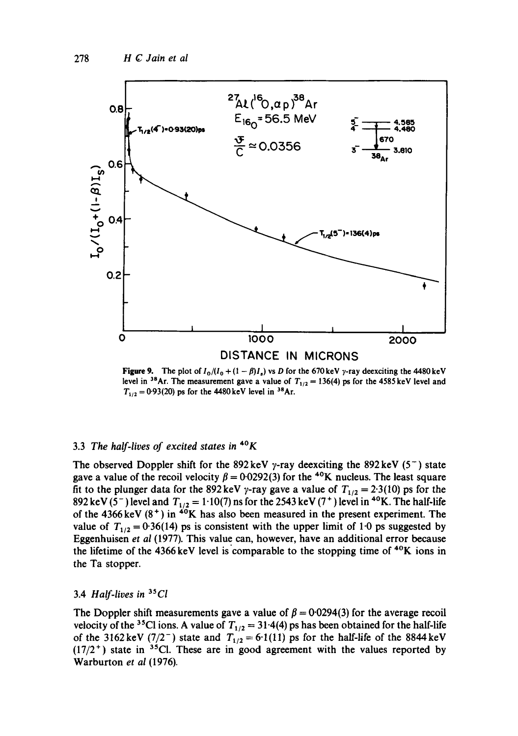Figure 9. The plot of $I_0/(I_0 + (1 - \beta)I_s)$ vs $D$ for the 670 keV $\gamma$-ray deexciting the 4480 keV level in $^{38}$Ar. The measurement gave a value of $T_{1/2} = 136(4)$ ps for the 4585 keV level and $T_{1/2} = 0{\cdot}93(20)$ ps for the 4480 keV level in $^{38}$Ar.

### 3.3 The half-lives of excited states in $^{40}$K

The observed Doppler shift for the 892 keV $\gamma$-ray deexciting the 892 keV ($5^-$) state gave a value of the recoil velocity $\beta = 0{\cdot}0292(3)$ for the $^{40}$K nucleus. The least square fit to the plunger data for the 892 keV $\gamma$-ray gave a value of $T_{1/2} = 2{\cdot}3(10)$ ps for the 892 keV ($5^-$) level and $T_{1/2} = 1{\cdot}10(7)$ ns for the 2543 keV ($7^+$) level in $^{40}$K. The half-life of the 4366 keV ($8^+$) in $^{40}$K has also been measured in the present experiment. The value of $T_{1/2} = 0{\cdot}36(14)$ ps is consistent with the upper limit of 1·0 ps suggested by Eggenhuisen *et al* (1977). This value can, however, have an additional error because the lifetime of the 4366 keV level is comparable to the stopping time of $^{40}$K ions in the Ta stopper.

### 3.4 Half-lives in $^{35}$Cl

The Doppler shift measurements gave a value of $\beta = 0{\cdot}0294(3)$ for the average recoil velocity of the $^{35}$Cl ions. A value of $T_{1/2} = 31{\cdot}4(4)$ ps has been obtained for the half-life of the 3162 keV ($7/2^-$) state and $T_{1/2} = 6{\cdot}1(11)$ ps for the half-life of the 8844 keV ($17/2^+$) state in $^{35}$Cl. These are in good agreement with the values reported by Warburton *et al* (1976).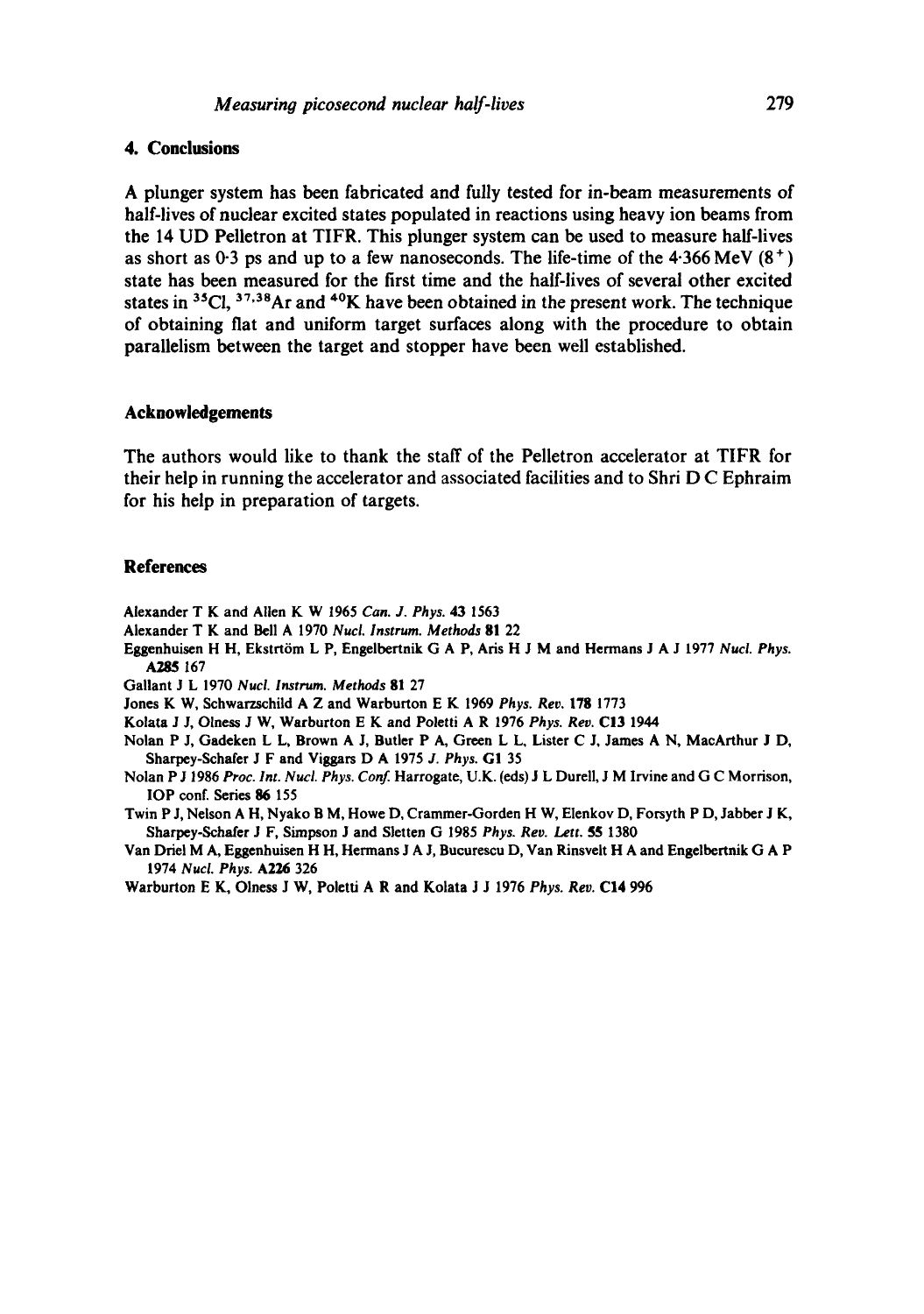## 4. Conclusions

A plunger system has been fabricated and fully tested for in-beam measurements of half-lives of nuclear excited states populated in reactions using heavy ion beams from the 14 UD Pelletron at TIFR. This plunger system can be used to measure half-lives as short as 0·3 ps and up to a few nanoseconds. The life-time of the 4·366 MeV ($8^+$) state has been measured for the first time and the half-lives of several other excited states in $^{35}$Cl, $^{37,38}$Ar and $^{40}$K have been obtained in the present work. The technique of obtaining flat and uniform target surfaces along with the procedure to obtain parallelism between the target and stopper have been well established.

## Acknowledgements

The authors would like to thank the staff of the Pelletron accelerator at TIFR for their help in running the accelerator and associated facilities and to Shri D C Ephraim for his help in preparation of targets.

## References

Alexander T K and Allen K W 1965 *Can. J. Phys.* **43** 1563

Alexander T K and Bell A 1970 *Nucl. Instrum. Methods* **81** 22

Eggenhuisen H H, Ekstrtöm L P, Engelbertnik G A P, Aris H J M and Hermans J A J 1977 *Nucl. Phys.* **A285** 167

Gallant J L 1970 *Nucl. Instrum. Methods* **81** 27

Jones K W, Schwarzschild A Z and Warburton E K 1969 *Phys. Rev.* **178** 1773

Kolata J J, Olness J W, Warburton E K and Poletti A R 1976 *Phys. Rev.* **C13** 1944

Nolan P J, Gadeken L L, Brown A J, Butler P A, Green L L, Lister C J, James A N, MacArthur J D, Sharpey-Schafer J F and Viggars D A 1975 *J. Phys.* **G1** 35

Nolan P J 1986 *Proc. Int. Nucl. Phys. Conf.* Harrogate, U.K. (eds) J L Durell, J M Irvine and G C Morrison, IOP conf. Series **86** 155

Twin P J, Nelson A H, Nyako B M, Howe D, Crammer-Gorden H W, Elenkov D, Forsyth P D, Jabber J K, Sharpey-Schafer J F, Simpson J and Sletten G 1985 *Phys. Rev. Lett.* **55** 1380

Van Driel M A, Eggenhuisen H H, Hermans J A J, Bucurescu D, Van Rinsvelt H A and Engelbertnik G A P 1974 *Nucl. Phys.* **A226** 326

Warburton E K, Olness J W, Poletti A R and Kolata J J 1976 *Phys. Rev.* **C14** 996